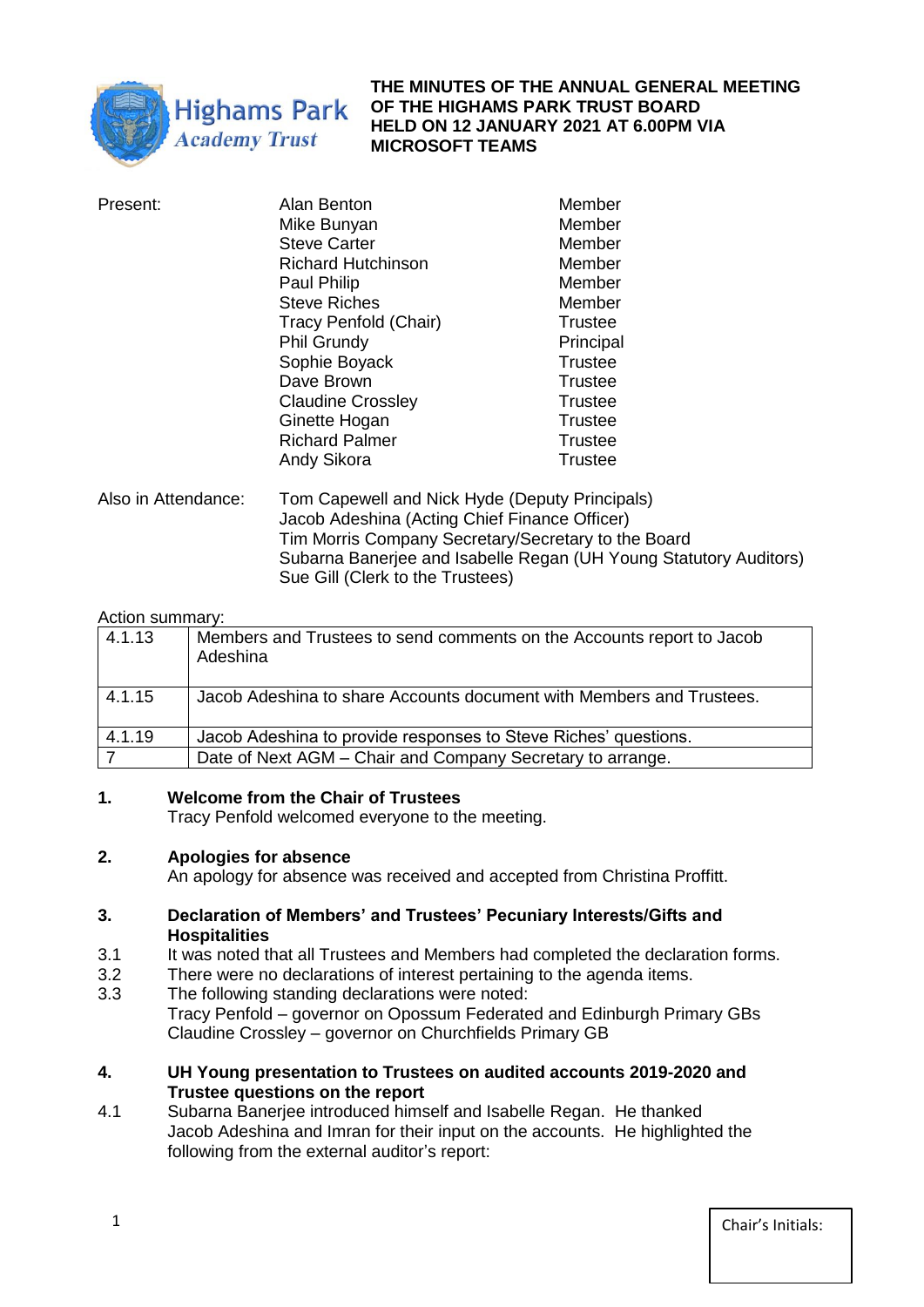Highams Park Academy Trust

# THE MINUTES OF THE ANNUAL GENERAL MEETING OF THE HIGHAMS PARK TRUST BOARD HELD ON 12 JANUARY 2021 AT 6.00PM VIA MICROSOFT TEAMS

| Present: | | |
|---|---|---|
| | Alan Benton | Member |
| | Mike Bunyan | Member |
| | Steve Carter | Member |
| | Richard Hutchinson | Member |
| | Paul Philip | Member |
| | Steve Riches | Member |
| | Tracy Penfold (Chair) | Trustee |
| | Phil Grundy | Principal |
| | Sophie Boyack | Trustee |
| | Dave Brown | Trustee |
| | Claudine Crossley | Trustee |
| | Ginette Hogan | Trustee |
| | Richard Palmer | Trustee |
| | Andy Sikora | Trustee |

Also in Attendance:
Tom Capewell and Nick Hyde (Deputy Principals)
Jacob Adeshina (Acting Chief Finance Officer)
Tim Morris Company Secretary/Secretary to the Board
Subarna Banerjee and Isabelle Regan (UH Young Statutory Auditors)
Sue Gill (Clerk to the Trustees)

Action summary:

| | |
|---|---|
| 4.1.13 | Members and Trustees to send comments on the Accounts report to Jacob Adeshina |
| 4.1.15 | Jacob Adeshina to share Accounts document with Members and Trustees. |
| 4.1.19 | Jacob Adeshina to provide responses to Steve Riches' questions. |
| 7 | Date of Next AGM – Chair and Company Secretary to arrange. |

## 1. Welcome from the Chair of Trustees

Tracy Penfold welcomed everyone to the meeting.

## 2. Apologies for absence

An apology for absence was received and accepted from Christina Proffitt.

## 3. Declaration of Members' and Trustees' Pecuniary Interests/Gifts and Hospitalities

3.1 It was noted that all Trustees and Members had completed the declaration forms.

3.2 There were no declarations of interest pertaining to the agenda items.

3.3 The following standing declarations were noted:
Tracy Penfold – governor on Opossum Federated and Edinburgh Primary GBs
Claudine Crossley – governor on Churchfields Primary GB

## 4. UH Young presentation to Trustees on audited accounts 2019-2020 and Trustee questions on the report

4.1 Subarna Banerjee introduced himself and Isabelle Regan. He thanked Jacob Adeshina and Imran for their input on the accounts. He highlighted the following from the external auditor's report:

Chair's Initials: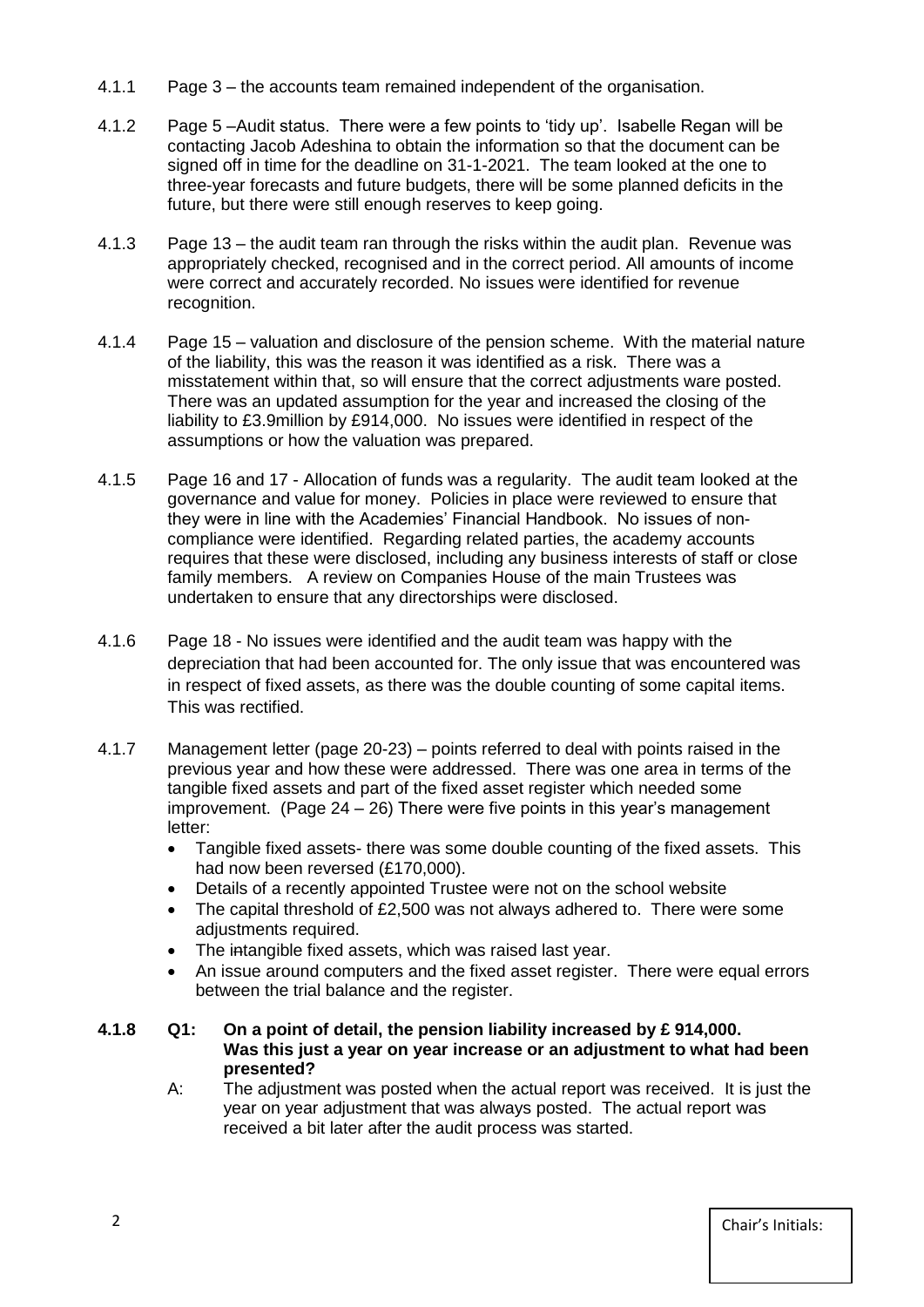4.1.1 Page 3 – the accounts team remained independent of the organisation.

4.1.2 Page 5 –Audit status. There were a few points to 'tidy up'. Isabelle Regan will be contacting Jacob Adeshina to obtain the information so that the document can be signed off in time for the deadline on 31-1-2021. The team looked at the one to three-year forecasts and future budgets, there will be some planned deficits in the future, but there were still enough reserves to keep going.

4.1.3 Page 13 – the audit team ran through the risks within the audit plan. Revenue was appropriately checked, recognised and in the correct period. All amounts of income were correct and accurately recorded. No issues were identified for revenue recognition.

4.1.4 Page 15 – valuation and disclosure of the pension scheme. With the material nature of the liability, this was the reason it was identified as a risk. There was a misstatement within that, so will ensure that the correct adjustments ware posted. There was an updated assumption for the year and increased the closing of the liability to £3.9million by £914,000. No issues were identified in respect of the assumptions or how the valuation was prepared.

4.1.5 Page 16 and 17 - Allocation of funds was a regularity. The audit team looked at the governance and value for money. Policies in place were reviewed to ensure that they were in line with the Academies' Financial Handbook. No issues of non-compliance were identified. Regarding related parties, the academy accounts requires that these were disclosed, including any business interests of staff or close family members. A review on Companies House of the main Trustees was undertaken to ensure that any directorships were disclosed.

4.1.6 Page 18 - No issues were identified and the audit team was happy with the depreciation that had been accounted for. The only issue that was encountered was in respect of fixed assets, as there was the double counting of some capital items. This was rectified.

4.1.7 Management letter (page 20-23) – points referred to deal with points raised in the previous year and how these were addressed. There was one area in terms of the tangible fixed assets and part of the fixed asset register which needed some improvement. (Page 24 – 26) There were five points in this year's management letter:

- Tangible fixed assets- there was some double counting of the fixed assets. This had now been reversed (£170,000).
- Details of a recently appointed Trustee were not on the school website
- The capital threshold of £2,500 was not always adhered to. There were some adjustments required.
- The ~~in~~tangible fixed assets, which was raised last year.
- An issue around computers and the fixed asset register. There were equal errors between the trial balance and the register.

**4.1.8 Q1: On a point of detail, the pension liability increased by £ 914,000. Was this just a year on year increase or an adjustment to what had been presented?**

A: The adjustment was posted when the actual report was received. It is just the year on year adjustment that was always posted. The actual report was received a bit later after the audit process was started.

Chair's Initials: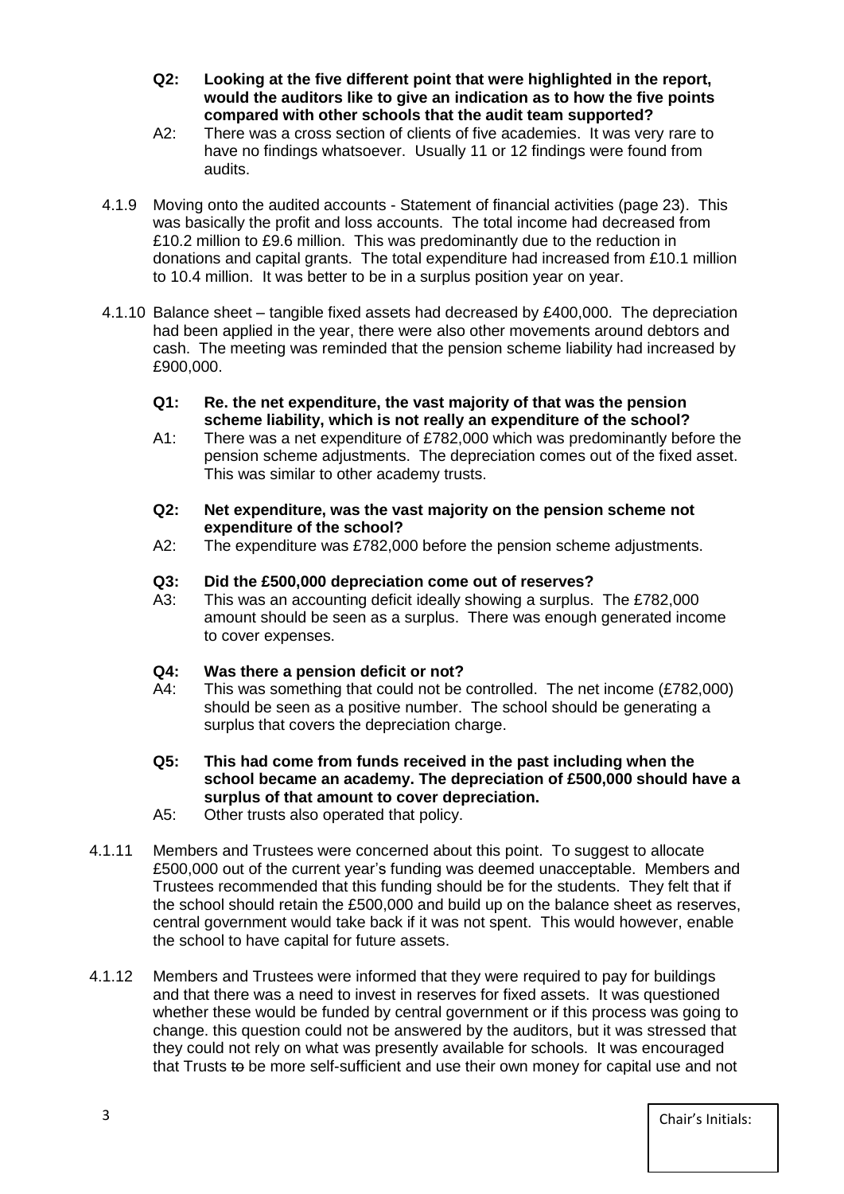**Q2: Looking at the five different point that were highlighted in the report, would the auditors like to give an indication as to how the five points compared with other schools that the audit team supported?**

A2: There was a cross section of clients of five academies. It was very rare to have no findings whatsoever. Usually 11 or 12 findings were found from audits.

4.1.9 Moving onto the audited accounts - Statement of financial activities (page 23). This was basically the profit and loss accounts. The total income had decreased from £10.2 million to £9.6 million. This was predominantly due to the reduction in donations and capital grants. The total expenditure had increased from £10.1 million to 10.4 million. It was better to be in a surplus position year on year.

4.1.10 Balance sheet – tangible fixed assets had decreased by £400,000. The depreciation had been applied in the year, there were also other movements around debtors and cash. The meeting was reminded that the pension scheme liability had increased by £900,000.

**Q1: Re. the net expenditure, the vast majority of that was the pension scheme liability, which is not really an expenditure of the school?**

A1: There was a net expenditure of £782,000 which was predominantly before the pension scheme adjustments. The depreciation comes out of the fixed asset. This was similar to other academy trusts.

**Q2: Net expenditure, was the vast majority on the pension scheme not expenditure of the school?**

A2: The expenditure was £782,000 before the pension scheme adjustments.

**Q3: Did the £500,000 depreciation come out of reserves?**

A3: This was an accounting deficit ideally showing a surplus. The £782,000 amount should be seen as a surplus. There was enough generated income to cover expenses.

**Q4: Was there a pension deficit or not?**

A4: This was something that could not be controlled. The net income (£782,000) should be seen as a positive number. The school should be generating a surplus that covers the depreciation charge.

**Q5: This had come from funds received in the past including when the school became an academy. The depreciation of £500,000 should have a surplus of that amount to cover depreciation.**

A5: Other trusts also operated that policy.

4.1.11 Members and Trustees were concerned about this point. To suggest to allocate £500,000 out of the current year's funding was deemed unacceptable. Members and Trustees recommended that this funding should be for the students. They felt that if the school should retain the £500,000 and build up on the balance sheet as reserves, central government would take back if it was not spent. This would however, enable the school to have capital for future assets.

4.1.12 Members and Trustees were informed that they were required to pay for buildings and that there was a need to invest in reserves for fixed assets. It was questioned whether these would be funded by central government or if this process was going to change. this question could not be answered by the auditors, but it was stressed that they could not rely on what was presently available for schools. It was encouraged that Trusts ~~to~~ be more self-sufficient and use their own money for capital use and not

Chair's Initials: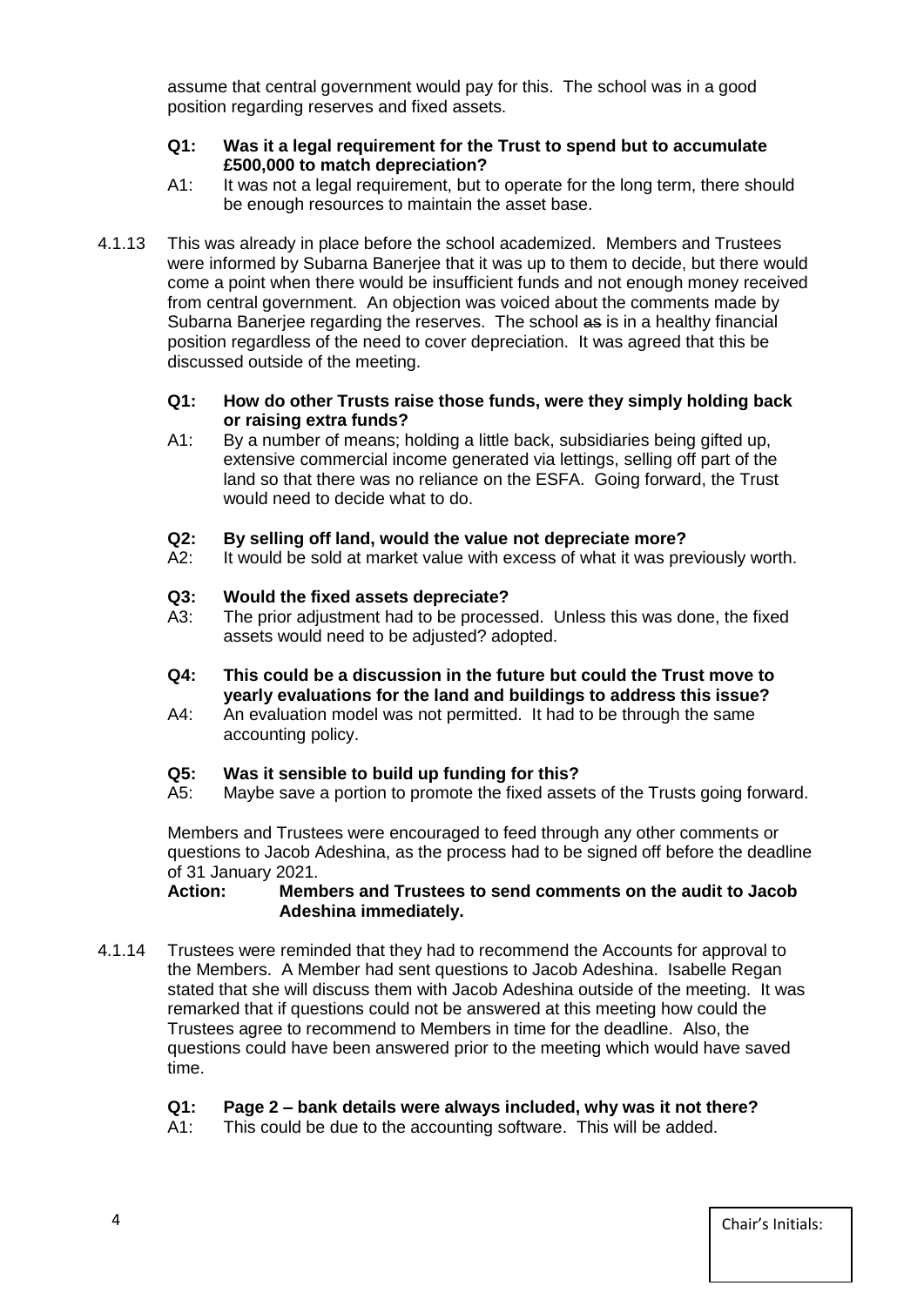assume that central government would pay for this. The school was in a good position regarding reserves and fixed assets.

**Q1: Was it a legal requirement for the Trust to spend but to accumulate £500,000 to match depreciation?**

A1: It was not a legal requirement, but to operate for the long term, there should be enough resources to maintain the asset base.

4.1.13 This was already in place before the school academized. Members and Trustees were informed by Subarna Banerjee that it was up to them to decide, but there would come a point when there would be insufficient funds and not enough money received from central government. An objection was voiced about the comments made by Subarna Banerjee regarding the reserves. The school ~~as~~ is in a healthy financial position regardless of the need to cover depreciation. It was agreed that this be discussed outside of the meeting.

**Q1: How do other Trusts raise those funds, were they simply holding back or raising extra funds?**

A1: By a number of means; holding a little back, subsidiaries being gifted up, extensive commercial income generated via lettings, selling off part of the land so that there was no reliance on the ESFA. Going forward, the Trust would need to decide what to do.

**Q2: By selling off land, would the value not depreciate more?**

A2: It would be sold at market value with excess of what it was previously worth.

**Q3: Would the fixed assets depreciate?**

A3: The prior adjustment had to be processed. Unless this was done, the fixed assets would need to be adjusted? adopted.

**Q4: This could be a discussion in the future but could the Trust move to yearly evaluations for the land and buildings to address this issue?**

A4: An evaluation model was not permitted. It had to be through the same accounting policy.

**Q5: Was it sensible to build up funding for this?**

A5: Maybe save a portion to promote the fixed assets of the Trusts going forward.

Members and Trustees were encouraged to feed through any other comments or questions to Jacob Adeshina, as the process had to be signed off before the deadline of 31 January 2021.

**Action: Members and Trustees to send comments on the audit to Jacob Adeshina immediately.**

4.1.14 Trustees were reminded that they had to recommend the Accounts for approval to the Members. A Member had sent questions to Jacob Adeshina. Isabelle Regan stated that she will discuss them with Jacob Adeshina outside of the meeting. It was remarked that if questions could not be answered at this meeting how could the Trustees agree to recommend to Members in time for the deadline. Also, the questions could have been answered prior to the meeting which would have saved time.

**Q1: Page 2 – bank details were always included, why was it not there?**

A1: This could be due to the accounting software. This will be added.

Chair's Initials: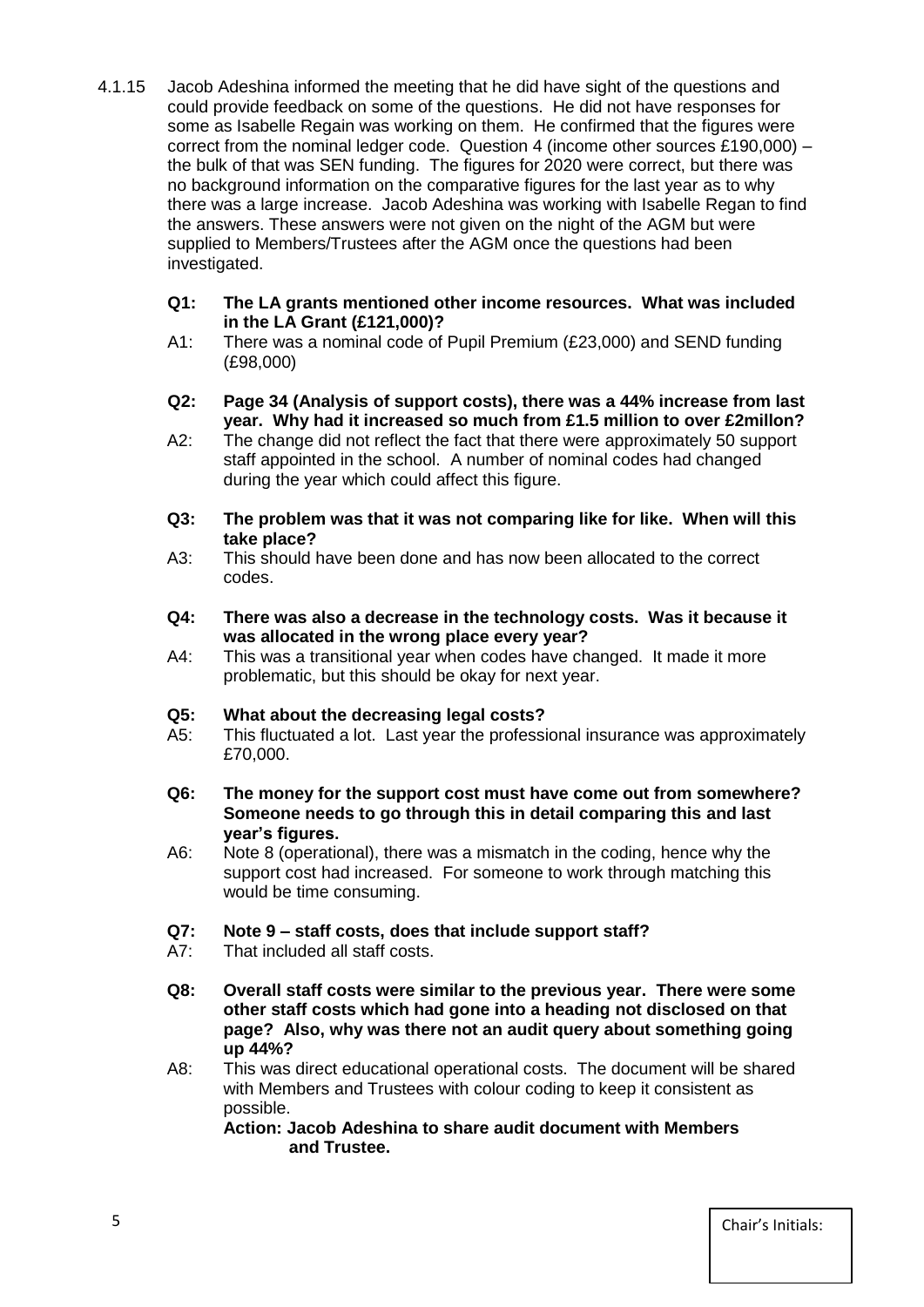4.1.15 Jacob Adeshina informed the meeting that he did have sight of the questions and could provide feedback on some of the questions. He did not have responses for some as Isabelle Regain was working on them. He confirmed that the figures were correct from the nominal ledger code. Question 4 (income other sources £190,000) – the bulk of that was SEN funding. The figures for 2020 were correct, but there was no background information on the comparative figures for the last year as to why there was a large increase. Jacob Adeshina was working with Isabelle Regan to find the answers. These answers were not given on the night of the AGM but were supplied to Members/Trustees after the AGM once the questions had been investigated.

**Q1: The LA grants mentioned other income resources. What was included in the LA Grant (£121,000)?**

A1: There was a nominal code of Pupil Premium (£23,000) and SEND funding (£98,000)

**Q2: Page 34 (Analysis of support costs), there was a 44% increase from last year. Why had it increased so much from £1.5 million to over £2millon?**

A2: The change did not reflect the fact that there were approximately 50 support staff appointed in the school. A number of nominal codes had changed during the year which could affect this figure.

**Q3: The problem was that it was not comparing like for like. When will this take place?**

A3: This should have been done and has now been allocated to the correct codes.

**Q4: There was also a decrease in the technology costs. Was it because it was allocated in the wrong place every year?**

A4: This was a transitional year when codes have changed. It made it more problematic, but this should be okay for next year.

**Q5: What about the decreasing legal costs?**

A5: This fluctuated a lot. Last year the professional insurance was approximately £70,000.

**Q6: The money for the support cost must have come out from somewhere? Someone needs to go through this in detail comparing this and last year's figures.**

A6: Note 8 (operational), there was a mismatch in the coding, hence why the support cost had increased. For someone to work through matching this would be time consuming.

**Q7: Note 9 – staff costs, does that include support staff?**

A7: That included all staff costs.

**Q8: Overall staff costs were similar to the previous year. There were some other staff costs which had gone into a heading not disclosed on that page? Also, why was there not an audit query about something going up 44%?**

A8: This was direct educational operational costs. The document will be shared with Members and Trustees with colour coding to keep it consistent as possible.

**Action: Jacob Adeshina to share audit document with Members and Trustee.**

Chair's Initials: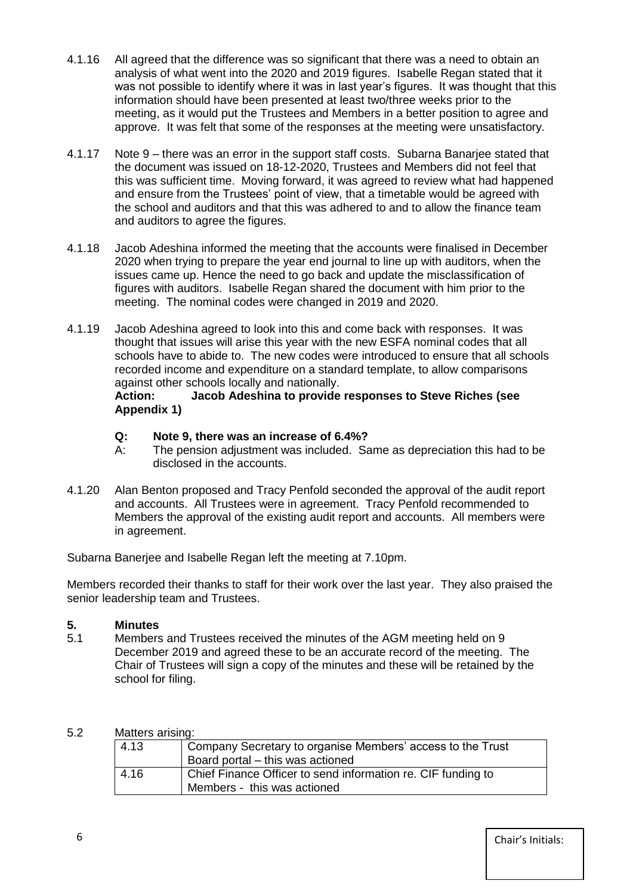4.1.16 All agreed that the difference was so significant that there was a need to obtain an analysis of what went into the 2020 and 2019 figures. Isabelle Regan stated that it was not possible to identify where it was in last year's figures. It was thought that this information should have been presented at least two/three weeks prior to the meeting, as it would put the Trustees and Members in a better position to agree and approve. It was felt that some of the responses at the meeting were unsatisfactory.

4.1.17 Note 9 – there was an error in the support staff costs. Subarna Banarjee stated that the document was issued on 18-12-2020, Trustees and Members did not feel that this was sufficient time. Moving forward, it was agreed to review what had happened and ensure from the Trustees' point of view, that a timetable would be agreed with the school and auditors and that this was adhered to and to allow the finance team and auditors to agree the figures.

4.1.18 Jacob Adeshina informed the meeting that the accounts were finalised in December 2020 when trying to prepare the year end journal to line up with auditors, when the issues came up. Hence the need to go back and update the misclassification of figures with auditors. Isabelle Regan shared the document with him prior to the meeting. The nominal codes were changed in 2019 and 2020.

4.1.19 Jacob Adeshina agreed to look into this and come back with responses. It was thought that issues will arise this year with the new ESFA nominal codes that all schools have to abide to. The new codes were introduced to ensure that all schools recorded income and expenditure on a standard template, to allow comparisons against other schools locally and nationally.
**Action: Jacob Adeshina to provide responses to Steve Riches (see Appendix 1)**

**Q: Note 9, there was an increase of 6.4%?**
A: The pension adjustment was included. Same as depreciation this had to be disclosed in the accounts.

4.1.20 Alan Benton proposed and Tracy Penfold seconded the approval of the audit report and accounts. All Trustees were in agreement. Tracy Penfold recommended to Members the approval of the existing audit report and accounts. All members were in agreement.

Subarna Banerjee and Isabelle Regan left the meeting at 7.10pm.

Members recorded their thanks to staff for their work over the last year. They also praised the senior leadership team and Trustees.

## 5. Minutes

5.1 Members and Trustees received the minutes of the AGM meeting held on 9 December 2019 and agreed these to be an accurate record of the meeting. The Chair of Trustees will sign a copy of the minutes and these will be retained by the school for filing.

5.2 Matters arising:

| | |
|---|---|
| 4.13 | Company Secretary to organise Members' access to the Trust Board portal – this was actioned |
| 4.16 | Chief Finance Officer to send information re. CIF funding to Members - this was actioned |

Chair's Initials: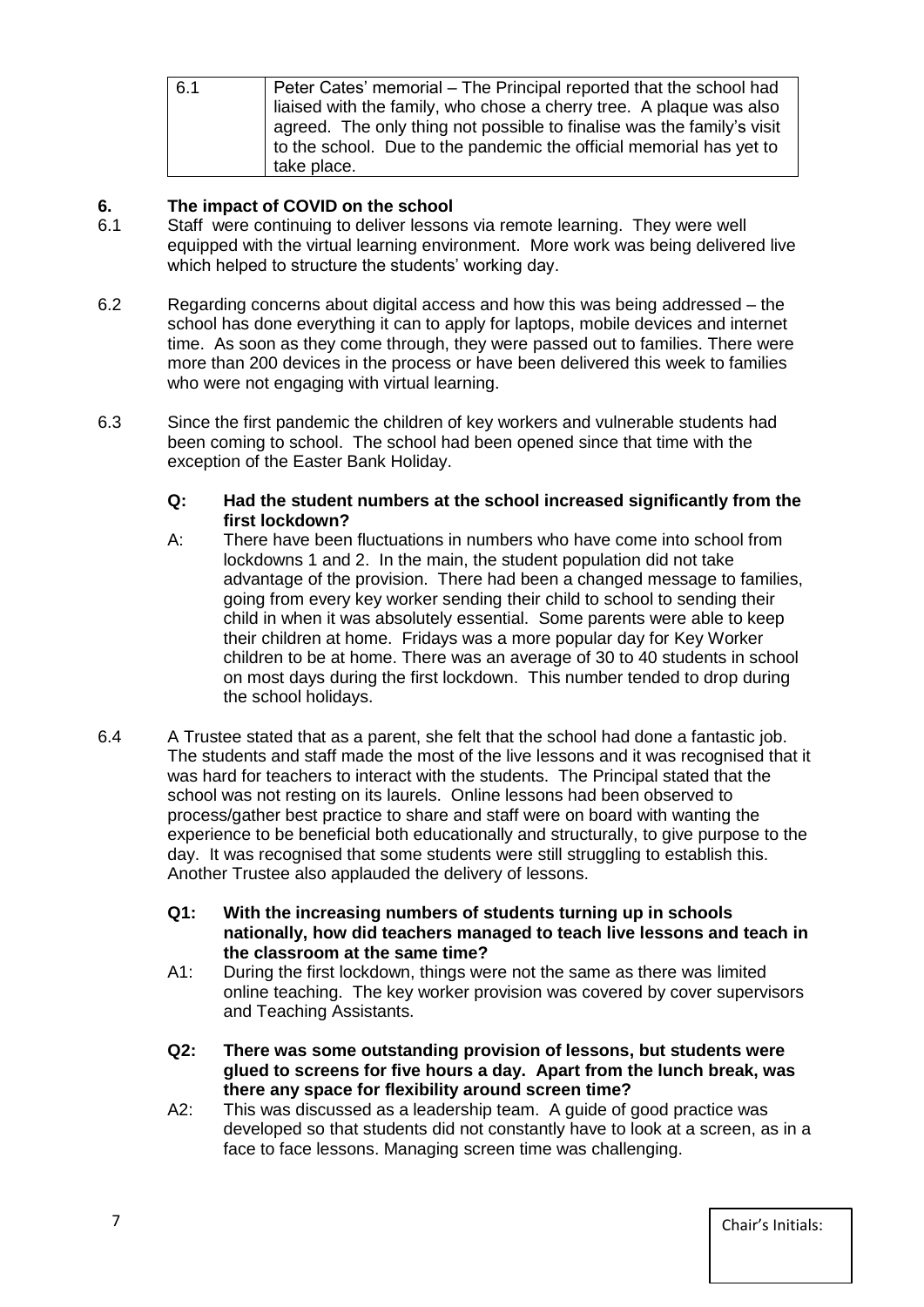| 6.1 | Peter Cates' memorial – The Principal reported that the school had liaised with the family, who chose a cherry tree. A plaque was also agreed. The only thing not possible to finalise was the family's visit to the school. Due to the pandemic the official memorial has yet to take place. |
|---|---|

## 6. The impact of COVID on the school

6.1 Staff were continuing to deliver lessons via remote learning. They were well equipped with the virtual learning environment. More work was being delivered live which helped to structure the students' working day.

6.2 Regarding concerns about digital access and how this was being addressed – the school has done everything it can to apply for laptops, mobile devices and internet time. As soon as they come through, they were passed out to families. There were more than 200 devices in the process or have been delivered this week to families who were not engaging with virtual learning.

6.3 Since the first pandemic the children of key workers and vulnerable students had been coming to school. The school had been opened since that time with the exception of the Easter Bank Holiday.

**Q: Had the student numbers at the school increased significantly from the first lockdown?**

A: There have been fluctuations in numbers who have come into school from lockdowns 1 and 2. In the main, the student population did not take advantage of the provision. There had been a changed message to families, going from every key worker sending their child to school to sending their child in when it was absolutely essential. Some parents were able to keep their children at home. Fridays was a more popular day for Key Worker children to be at home. There was an average of 30 to 40 students in school on most days during the first lockdown. This number tended to drop during the school holidays.

6.4 A Trustee stated that as a parent, she felt that the school had done a fantastic job. The students and staff made the most of the live lessons and it was recognised that it was hard for teachers to interact with the students. The Principal stated that the school was not resting on its laurels. Online lessons had been observed to process/gather best practice to share and staff were on board with wanting the experience to be beneficial both educationally and structurally, to give purpose to the day. It was recognised that some students were still struggling to establish this. Another Trustee also applauded the delivery of lessons.

**Q1: With the increasing numbers of students turning up in schools nationally, how did teachers managed to teach live lessons and teach in the classroom at the same time?**

A1: During the first lockdown, things were not the same as there was limited online teaching. The key worker provision was covered by cover supervisors and Teaching Assistants.

**Q2: There was some outstanding provision of lessons, but students were glued to screens for five hours a day. Apart from the lunch break, was there any space for flexibility around screen time?**

A2: This was discussed as a leadership team. A guide of good practice was developed so that students did not constantly have to look at a screen, as in a face to face lessons. Managing screen time was challenging.

Chair's Initials: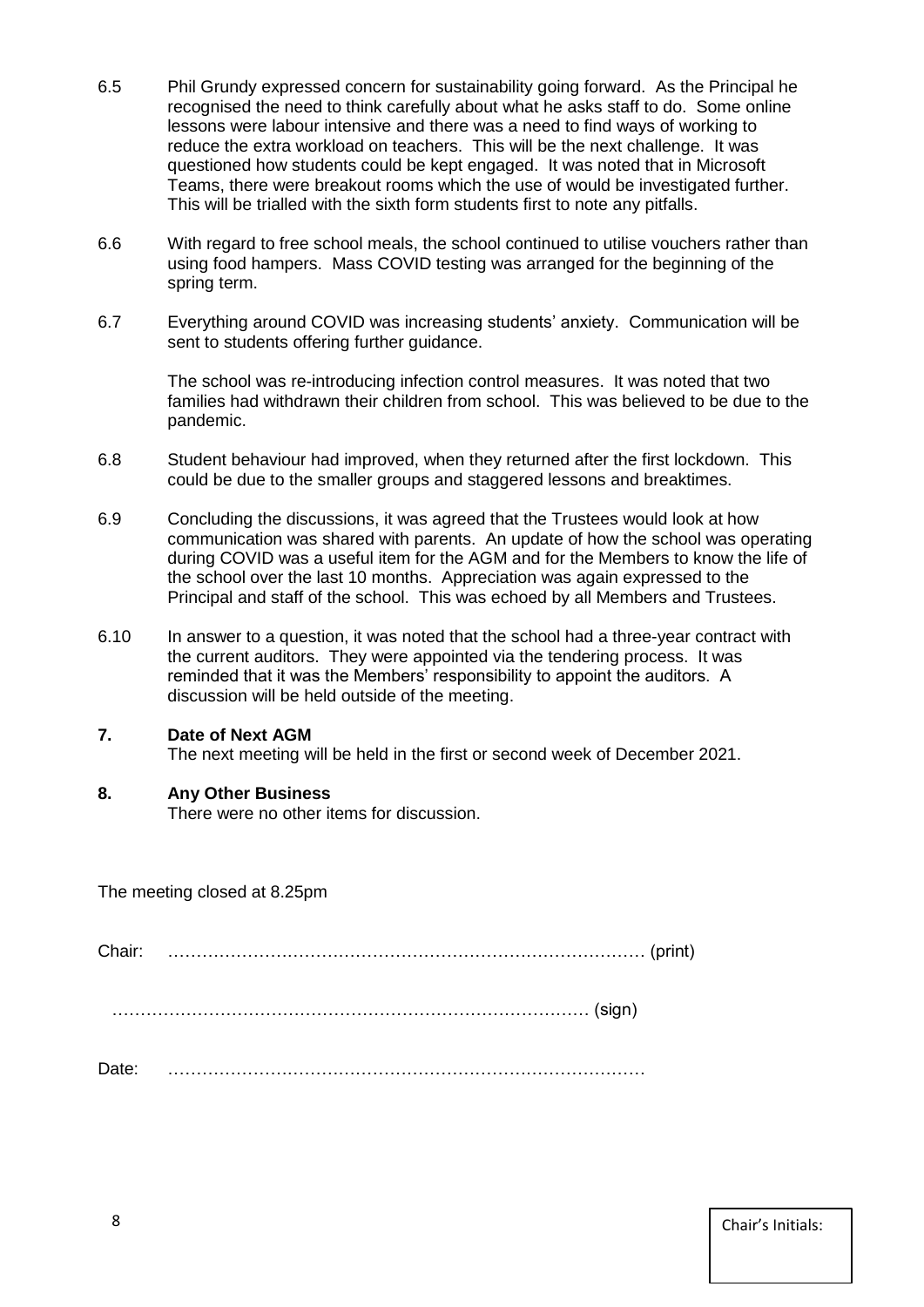6.5 Phil Grundy expressed concern for sustainability going forward. As the Principal he recognised the need to think carefully about what he asks staff to do. Some online lessons were labour intensive and there was a need to find ways of working to reduce the extra workload on teachers. This will be the next challenge. It was questioned how students could be kept engaged. It was noted that in Microsoft Teams, there were breakout rooms which the use of would be investigated further. This will be trialled with the sixth form students first to note any pitfalls.

6.6 With regard to free school meals, the school continued to utilise vouchers rather than using food hampers. Mass COVID testing was arranged for the beginning of the spring term.

6.7 Everything around COVID was increasing students' anxiety. Communication will be sent to students offering further guidance.

The school was re-introducing infection control measures. It was noted that two families had withdrawn their children from school. This was believed to be due to the pandemic.

6.8 Student behaviour had improved, when they returned after the first lockdown. This could be due to the smaller groups and staggered lessons and breaktimes.

6.9 Concluding the discussions, it was agreed that the Trustees would look at how communication was shared with parents. An update of how the school was operating during COVID was a useful item for the AGM and for the Members to know the life of the school over the last 10 months. Appreciation was again expressed to the Principal and staff of the school. This was echoed by all Members and Trustees.

6.10 In answer to a question, it was noted that the school had a three-year contract with the current auditors. They were appointed via the tendering process. It was reminded that it was the Members' responsibility to appoint the auditors. A discussion will be held outside of the meeting.

**7. Date of Next AGM**

The next meeting will be held in the first or second week of December 2021.

**8. Any Other Business**

There were no other items for discussion.

The meeting closed at 8.25pm

Chair: ………………………………………………………………………… (print)

………………………………………………………………………… (sign)

Date: …………………………………………………………………………

Chair's Initials: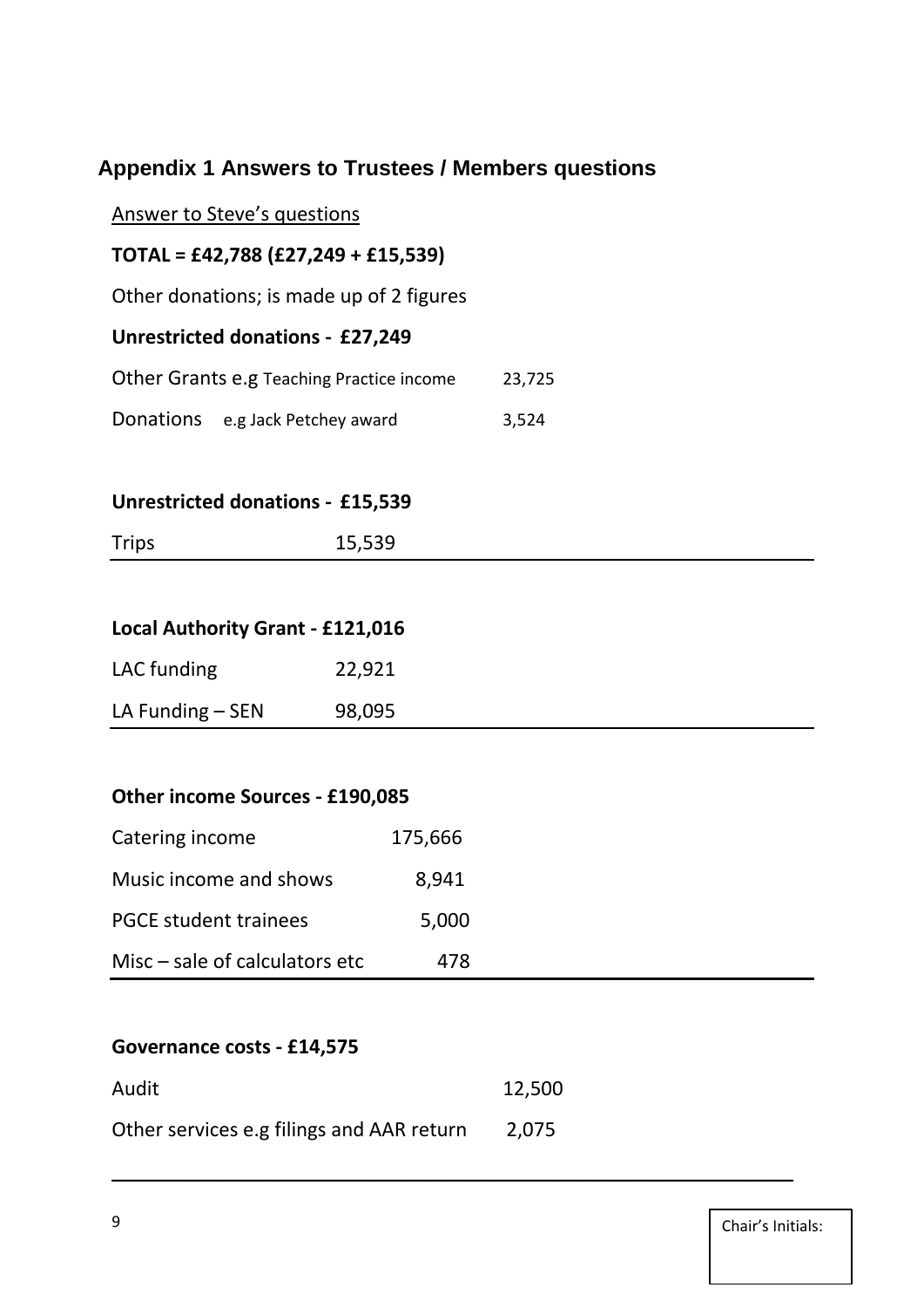## Appendix 1 Answers to Trustees / Members questions

Answer to Steve's questions

**TOTAL = £42,788 (£27,249 + £15,539)**

Other donations; is made up of 2 figures

**Unrestricted donations - £27,249**

| | |
|---|---|
| Other Grants e.g Teaching Practice income | 23,725 |
| Donations e.g Jack Petchey award | 3,524 |

**Unrestricted donations - £15,539**

| | |
|---|---|
| Trips | 15,539 |

**Local Authority Grant - £121,016**

| | |
|---|---|
| LAC funding | 22,921 |
| LA Funding – SEN | 98,095 |

**Other income Sources - £190,085**

| | |
|---|---|
| Catering income | 175,666 |
| Music income and shows | 8,941 |
| PGCE student trainees | 5,000 |
| Misc – sale of calculators etc | 478 |

**Governance costs - £14,575**

| | |
|---|---|
| Audit | 12,500 |
| Other services e.g filings and AAR return | 2,075 |

Chair's Initials: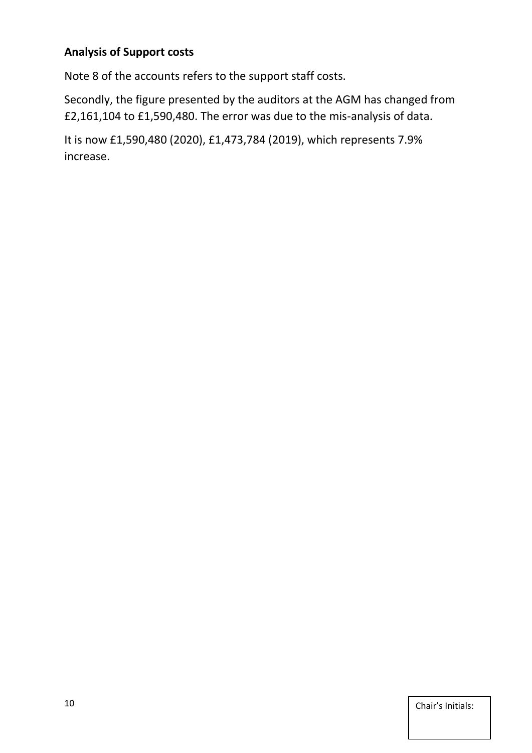### Analysis of Support costs

Note 8 of the accounts refers to the support staff costs.

Secondly, the figure presented by the auditors at the AGM has changed from £2,161,104 to £1,590,480. The error was due to the mis-analysis of data.

It is now £1,590,480 (2020), £1,473,784 (2019), which represents 7.9% increase.

Chair's Initials: